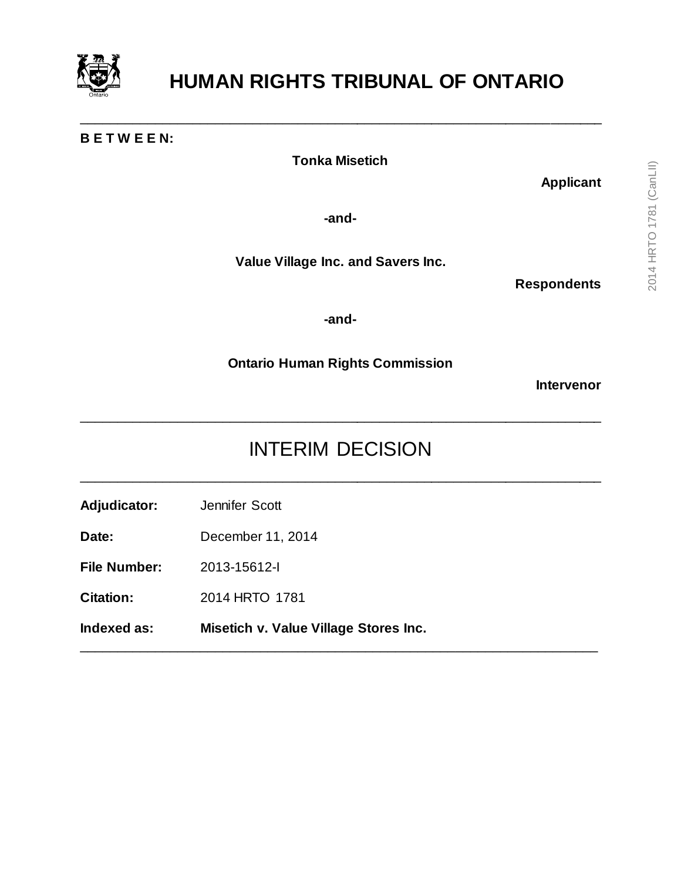# HUMAN RIGHTS TRIBUNAL OF ONTARIO

---

**B E T W E E N:**

**Tonka Misetich**

**Applicant**

**-and-**

**Value Village Inc. and Savers Inc.**

**Respondents**

**-and-**

**Ontario Human Rights Commission**

**Intervenor**

---

## INTERIM DECISION

---

**Adjudicator:** Jennifer Scott

**Date:** December 11, 2014

**File Number:** 2013-15612-I

**Citation:** 2014 HRTO 1781

**Indexed as:** **Misetich v. Value Village Stores Inc.**

---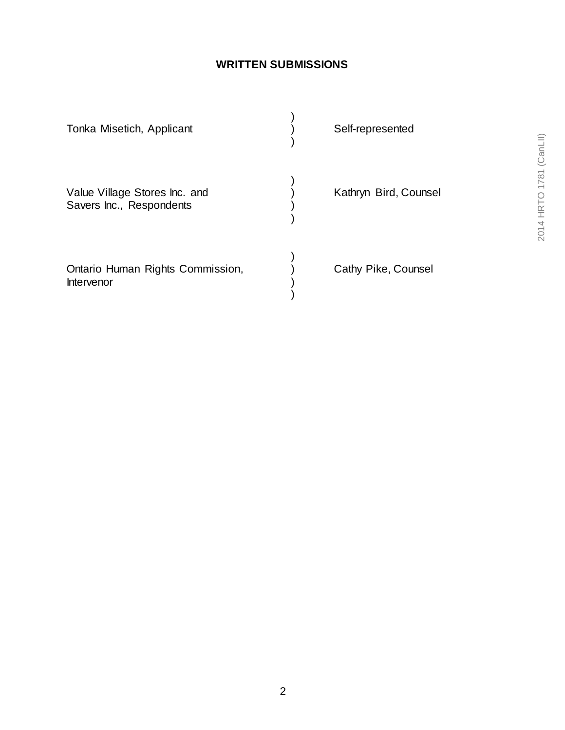**WRITTEN SUBMISSIONS**

| | |
|---|---|
| Tonka Misetich, Applicant | Self-represented |
| Value Village Stores Inc. and Savers Inc., Respondents | Kathryn Bird, Counsel |
| Ontario Human Rights Commission, Intervenor | Cathy Pike, Counsel |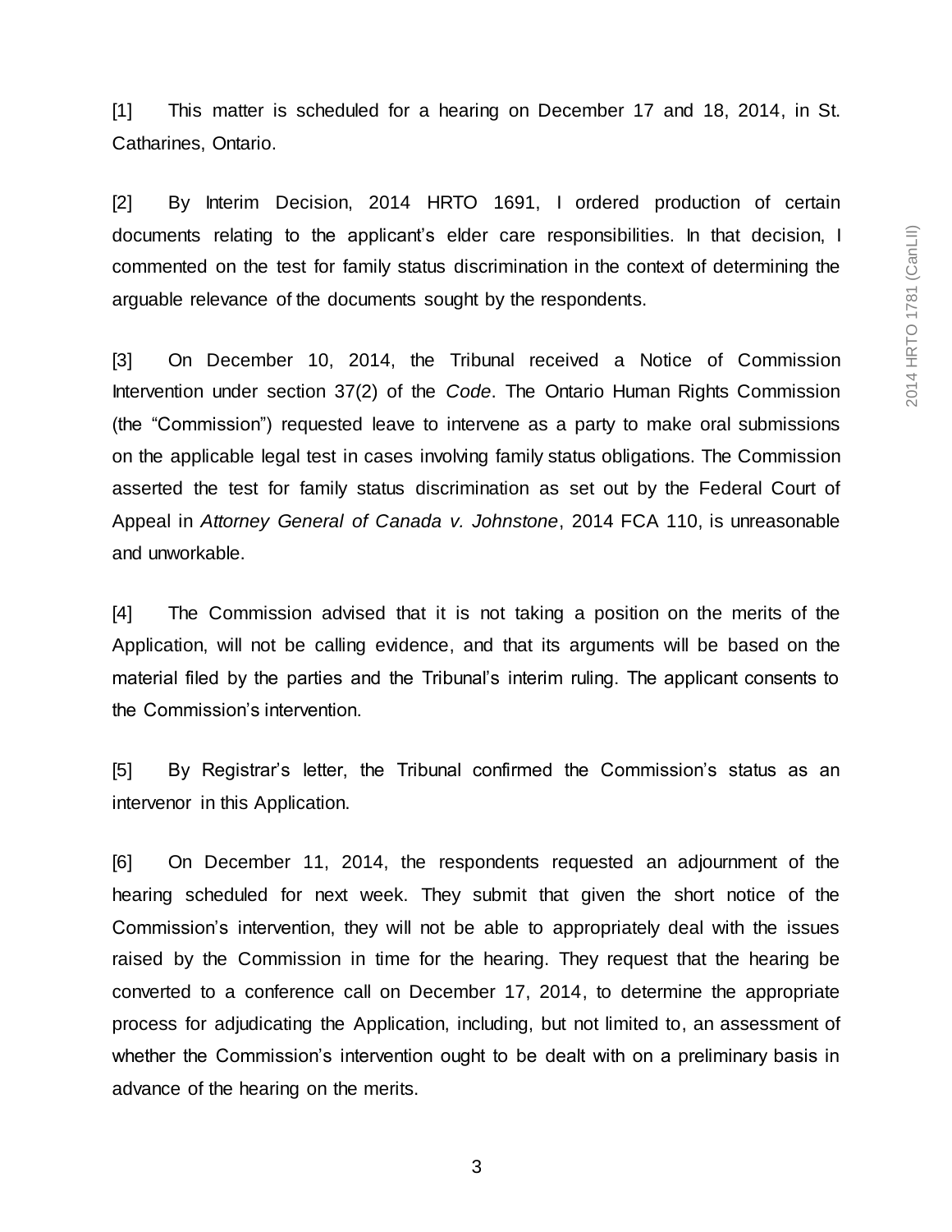[1] This matter is scheduled for a hearing on December 17 and 18, 2014, in St. Catharines, Ontario.

[2] By Interim Decision, 2014 HRTO 1691, I ordered production of certain documents relating to the applicant's elder care responsibilities. In that decision, I commented on the test for family status discrimination in the context of determining the arguable relevance of the documents sought by the respondents.

[3] On December 10, 2014, the Tribunal received a Notice of Commission Intervention under section 37(2) of the *Code*. The Ontario Human Rights Commission (the "Commission") requested leave to intervene as a party to make oral submissions on the applicable legal test in cases involving family status obligations. The Commission asserted the test for family status discrimination as set out by the Federal Court of Appeal in *Attorney General of Canada v. Johnstone*, 2014 FCA 110, is unreasonable and unworkable.

[4] The Commission advised that it is not taking a position on the merits of the Application, will not be calling evidence, and that its arguments will be based on the material filed by the parties and the Tribunal's interim ruling. The applicant consents to the Commission's intervention.

[5] By Registrar's letter, the Tribunal confirmed the Commission's status as an intervenor in this Application.

[6] On December 11, 2014, the respondents requested an adjournment of the hearing scheduled for next week. They submit that given the short notice of the Commission's intervention, they will not be able to appropriately deal with the issues raised by the Commission in time for the hearing. They request that the hearing be converted to a conference call on December 17, 2014, to determine the appropriate process for adjudicating the Application, including, but not limited to, an assessment of whether the Commission's intervention ought to be dealt with on a preliminary basis in advance of the hearing on the merits.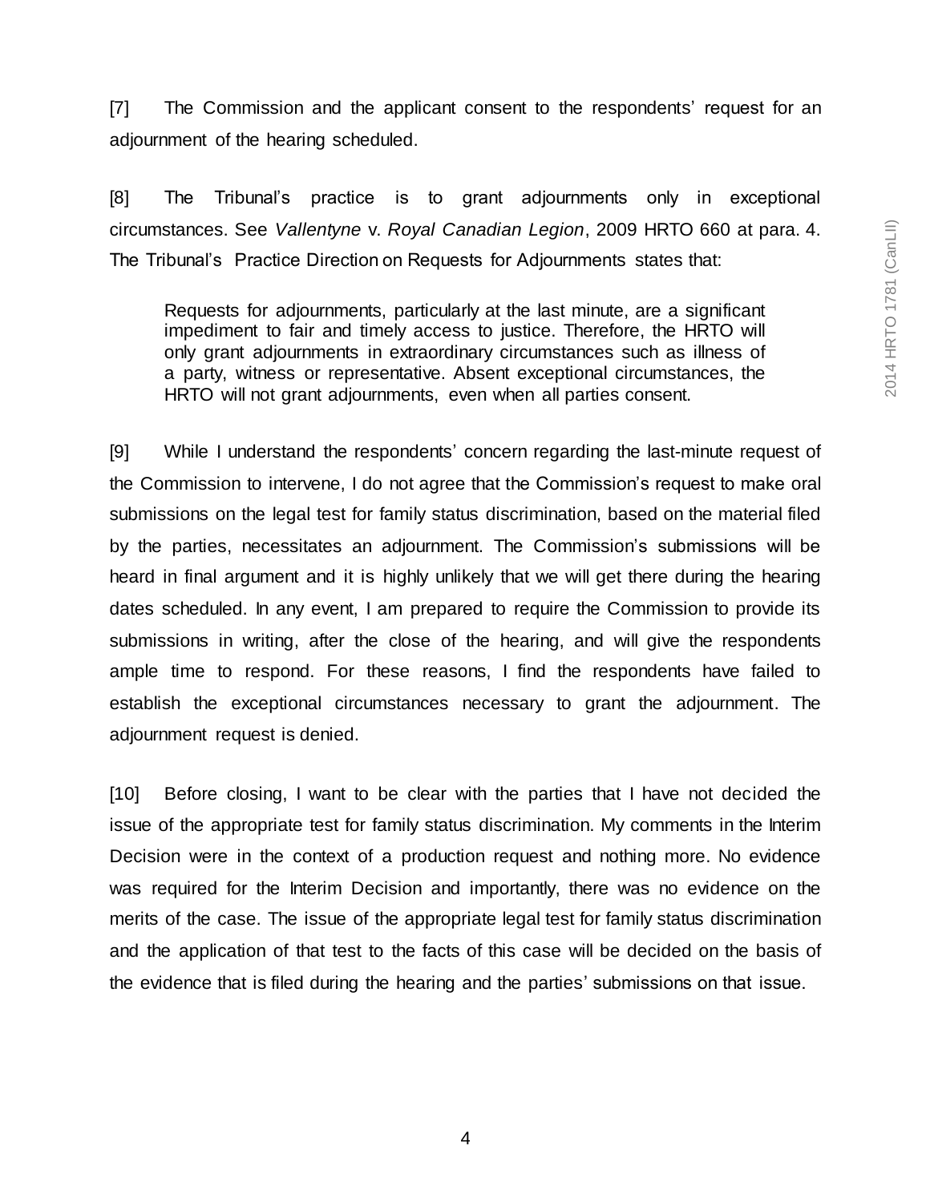[7] The Commission and the applicant consent to the respondents' request for an adjournment of the hearing scheduled.

[8] The Tribunal's practice is to grant adjournments only in exceptional circumstances. See *Vallentyne* v. *Royal Canadian Legion*, 2009 HRTO 660 at para. 4. The Tribunal's Practice Direction on Requests for Adjournments states that:

> Requests for adjournments, particularly at the last minute, are a significant impediment to fair and timely access to justice. Therefore, the HRTO will only grant adjournments in extraordinary circumstances such as illness of a party, witness or representative. Absent exceptional circumstances, the HRTO will not grant adjournments, even when all parties consent.

[9] While I understand the respondents' concern regarding the last-minute request of the Commission to intervene, I do not agree that the Commission's request to make oral submissions on the legal test for family status discrimination, based on the material filed by the parties, necessitates an adjournment. The Commission's submissions will be heard in final argument and it is highly unlikely that we will get there during the hearing dates scheduled. In any event, I am prepared to require the Commission to provide its submissions in writing, after the close of the hearing, and will give the respondents ample time to respond. For these reasons, I find the respondents have failed to establish the exceptional circumstances necessary to grant the adjournment. The adjournment request is denied.

[10] Before closing, I want to be clear with the parties that I have not decided the issue of the appropriate test for family status discrimination. My comments in the Interim Decision were in the context of a production request and nothing more. No evidence was required for the Interim Decision and importantly, there was no evidence on the merits of the case. The issue of the appropriate legal test for family status discrimination and the application of that test to the facts of this case will be decided on the basis of the evidence that is filed during the hearing and the parties' submissions on that issue.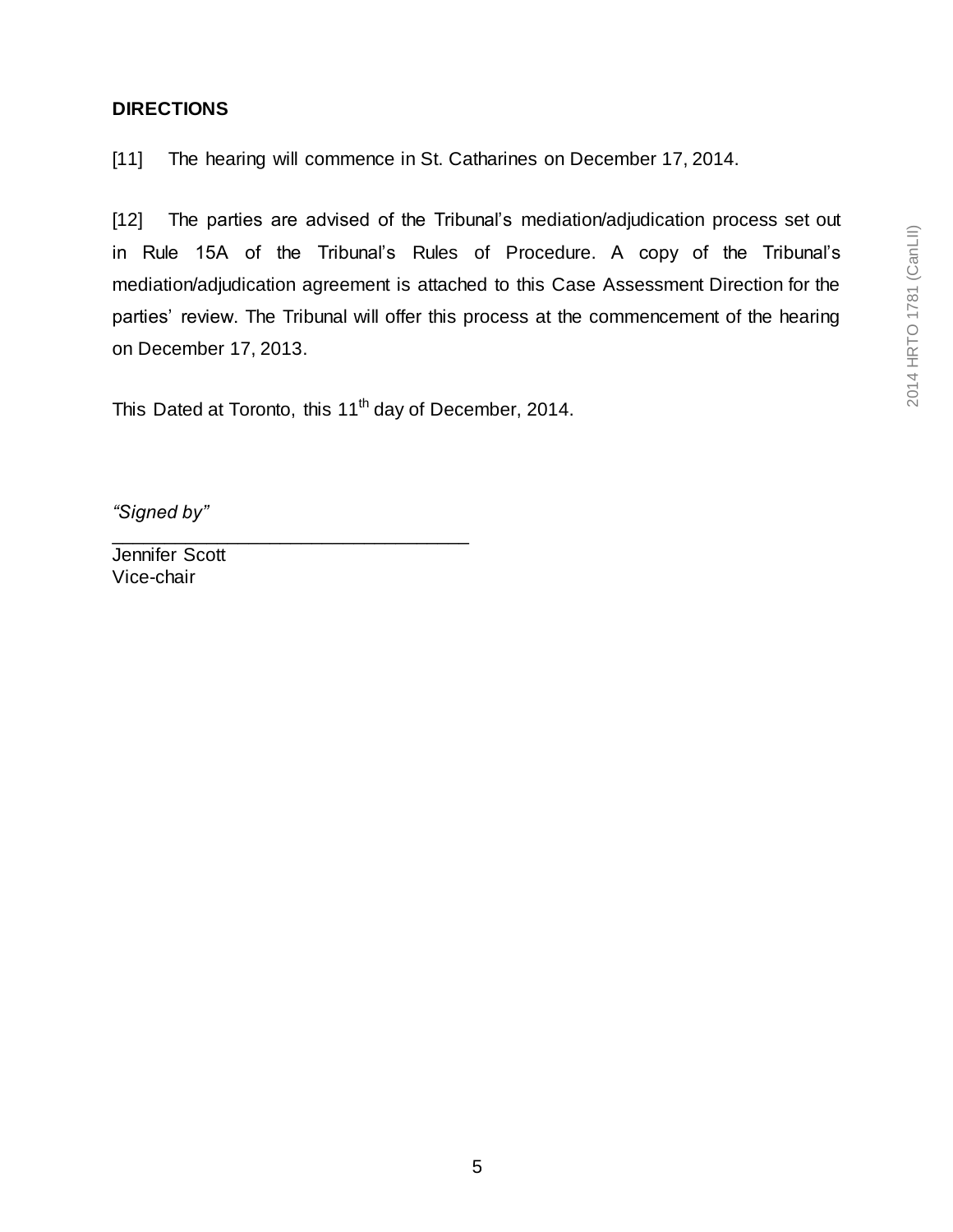**DIRECTIONS**

[11] The hearing will commence in St. Catharines on December 17, 2014.

[12] The parties are advised of the Tribunal's mediation/adjudication process set out in Rule 15A of the Tribunal's Rules of Procedure. A copy of the Tribunal's mediation/adjudication agreement is attached to this Case Assessment Direction for the parties' review. The Tribunal will offer this process at the commencement of the hearing on December 17, 2013.

This Dated at Toronto, this 11th day of December, 2014.

*"Signed by"*

\_\_\_\_\_\_\_\_\_\_\_\_\_\_\_\_\_\_\_\_\_\_\_\_\_\_\_\_\_\_\_\_\_\_\_

Jennifer Scott
Vice-chair